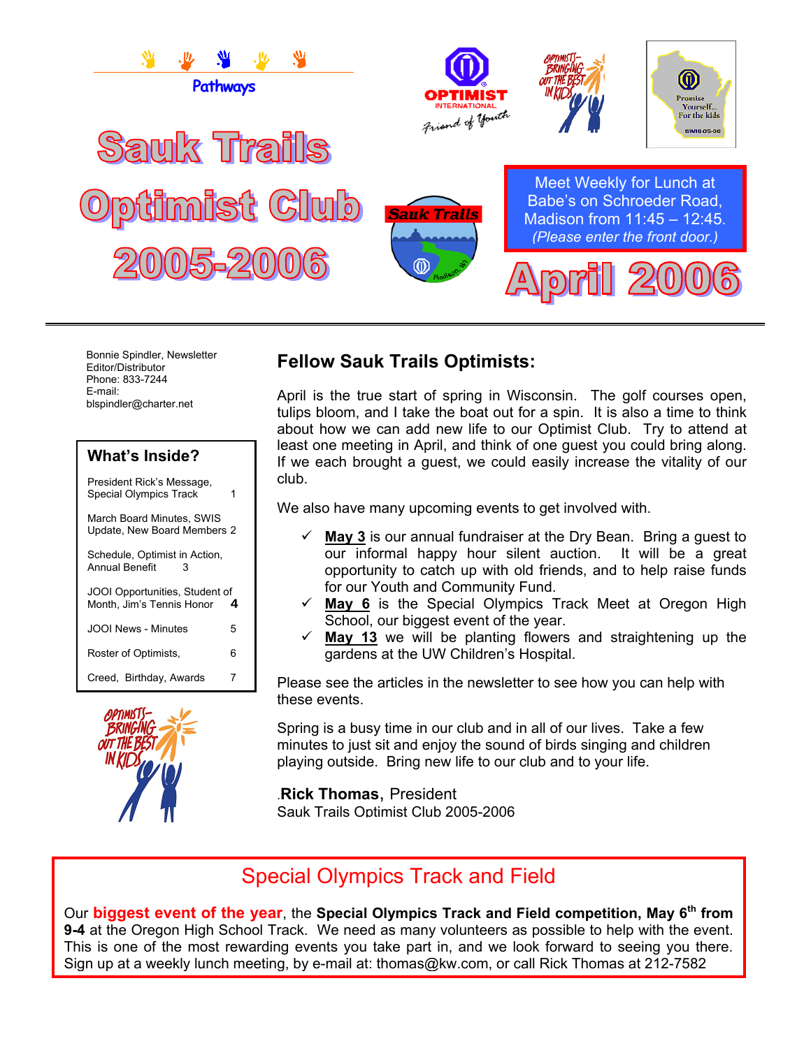Pathways

# Sauk Trails Optimist Club 2005-2006

OPTIMIST INTERNATIONAL
Friend of Youth

OPTIMISTS– BRINGING OUT THE BEST IN KIDS

Promise Yourself... For the kids
SWIS 05-06

Sauk Trails
Madison, WI

Meet Weekly for Lunch at Babe's on Schroeder Road, Madison from 11:45 – 12:45.
*(Please enter the front door.)*

# April 2006

Bonnie Spindler, Newsletter Editor/Distributor
Phone: 833-7244
E-mail:
blspindler@charter.net

| What's Inside? | |
|---|---|
| President Rick's Message, Special Olympics Track | 1 |
| March Board Minutes, SWIS Update, New Board Members | 2 |
| Schedule, Optimist in Action, Annual Benefit | 3 |
| JOOI Opportunities, Student of Month, Jim's Tennis Honor | 4 |
| JOOI News - Minutes | 5 |
| Roster of Optimists, | 6 |
| Creed, Birthday, Awards | 7 |

OPTIMISTS– BRINGING OUT THE BEST IN KIDS

## Fellow Sauk Trails Optimists:

April is the true start of spring in Wisconsin. The golf courses open, tulips bloom, and I take the boat out for a spin. It is also a time to think about how we can add new life to our Optimist Club. Try to attend at least one meeting in April, and think of one guest you could bring along. If we each brought a guest, we could easily increase the vitality of our club.

We also have many upcoming events to get involved with.

- ✓ **May 3** is our annual fundraiser at the Dry Bean. Bring a guest to our informal happy hour silent auction. It will be a great opportunity to catch up with old friends, and to help raise funds for our Youth and Community Fund.
- ✓ **May 6** is the Special Olympics Track Meet at Oregon High School, our biggest event of the year.
- ✓ **May 13** we will be planting flowers and straightening up the gardens at the UW Children's Hospital.

Please see the articles in the newsletter to see how you can help with these events.

Spring is a busy time in our club and in all of our lives. Take a few minutes to just sit and enjoy the sound of birds singing and children playing outside. Bring new life to our club and to your life.

.**Rick Thomas**, President
Sauk Trails Optimist Club 2005-2006

## Special Olympics Track and Field

Our **biggest event of the year**, the **Special Olympics Track and Field competition, May 6th from 9-4** at the Oregon High School Track. We need as many volunteers as possible to help with the event. This is one of the most rewarding events you take part in, and we look forward to seeing you there. Sign up at a weekly lunch meeting, by e-mail at: thomas@kw.com, or call Rick Thomas at 212-7582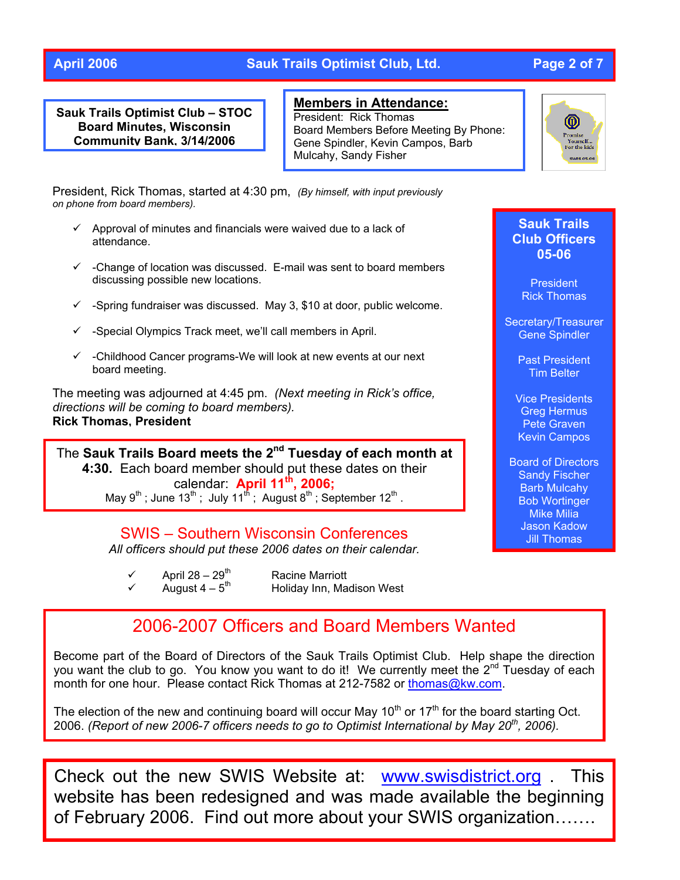## Sauk Trails Optimist Club – STOC Board Minutes, Wisconsin Community Bank, 3/14/2006

**Members in Attendance:**
President: Rick Thomas
Board Members Before Meeting By Phone: Gene Spindler, Kevin Campos, Barb Mulcahy, Sandy Fisher

President, Rick Thomas, started at 4:30 pm, *(By himself, with input previously on phone from board members).*

- ✓ Approval of minutes and financials were waived due to a lack of attendance.
- ✓ -Change of location was discussed. E-mail was sent to board members discussing possible new locations.
- ✓ -Spring fundraiser was discussed. May 3, $10 at door, public welcome.
- ✓ -Special Olympics Track meet, we'll call members in April.
- ✓ -Childhood Cancer programs-We will look at new events at our next board meeting.

The meeting was adjourned at 4:45 pm. *(Next meeting in Rick's office, directions will be coming to board members).*
**Rick Thomas, President**

The **Sauk Trails Board meets the 2nd Tuesday of each month at 4:30.** Each board member should put these dates on their calendar: **April 11th, 2006;** May 9th ; June 13th ; July 11th ; August 8th ; September 12th .

## SWIS – Southern Wisconsin Conferences

*All officers should put these 2006 dates on their calendar.*

- ✓ April 28 – 29th — Racine Marriott
- ✓ August 4 – 5th — Holiday Inn, Madison West

## Sauk Trails Club Officers 05-06

President
Rick Thomas

Secretary/Treasurer
Gene Spindler

Past President
Tim Belter

Vice Presidents
Greg Hermus
Pete Graven
Kevin Campos

Board of Directors
Sandy Fischer
Barb Mulcahy
Bob Wortinger
Mike Milia
Jason Kadow
Jill Thomas

## 2006-2007 Officers and Board Members Wanted

Become part of the Board of Directors of the Sauk Trails Optimist Club. Help shape the direction you want the club to go. You know you want to do it! We currently meet the 2nd Tuesday of each month for one hour. Please contact Rick Thomas at 212-7582 or thomas@kw.com.

The election of the new and continuing board will occur May 10th or 17th for the board starting Oct. 2006. *(Report of new 2006-7 officers needs to go to Optimist International by May 20th, 2006).*

Check out the new SWIS Website at: www.swisdistrict.org . This website has been redesigned and was made available the beginning of February 2006. Find out more about your SWIS organization…….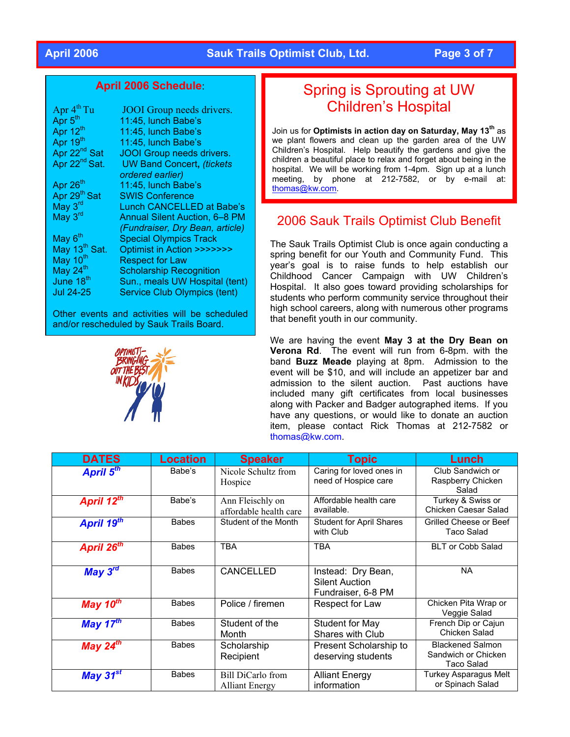## April 2006 Schedule:

| | |
|---|---|
| Apr 4th Tu | JOOI Group needs drivers. |
| Apr 5th | 11:45, lunch Babe's |
| Apr 12th | 11:45, lunch Babe's |
| Apr 19th | 11:45, lunch Babe's |
| Apr 22nd Sat | JOOI Group needs drivers. |
| Apr 22nd Sat. | UW Band Concert, *(tickets ordered earlier)* |
| Apr 26th | 11:45, lunch Babe's |
| Apr 29th Sat | SWIS Conference |
| May 3rd | Lunch CANCELLED at Babe's |
| May 3rd | Annual Silent Auction, 6–8 PM *(Fundraiser, Dry Bean, article)* |
| May 6th | Special Olympics Track |
| May 13th Sat. | Optimist in Action >>>>>>> |
| May 10th | Respect for Law |
| May 24th | Scholarship Recognition |
| June 18th | Sun., meals UW Hospital (tent) |
| Jul 24-25 | Service Club Olympics (tent) |

Other events and activities will be scheduled and/or rescheduled by Sauk Trails Board.

OPTIMISTS—BRINGING OUT THE BEST IN KIDS

## Spring is Sprouting at UW Children's Hospital

Join us for **Optimists in action day on Saturday, May 13th** as we plant flowers and clean up the garden area of the UW Children's Hospital. Help beautify the gardens and give the children a beautiful place to relax and forget about being in the hospital. We will be working from 1-4pm. Sign up at a lunch meeting, by phone at 212-7582, or by e-mail at: thomas@kw.com.

## 2006 Sauk Trails Optimist Club Benefit

The Sauk Trails Optimist Club is once again conducting a spring benefit for our Youth and Community Fund. This year's goal is to raise funds to help establish our Childhood Cancer Campaign with UW Children's Hospital. It also goes toward providing scholarships for students who perform community service throughout their high school careers, along with numerous other programs that benefit youth in our community.

We are having the event **May 3 at the Dry Bean on Verona Rd**. The event will run from 6-8pm. with the band **Buzz Meade** playing at 8pm. Admission to the event will be $10, and will include an appetizer bar and admission to the silent auction. Past auctions have included many gift certificates from local businesses along with Packer and Badger autographed items. If you have any questions, or would like to donate an auction item, please contact Rick Thomas at 212-7582 or thomas@kw.com.

| DATES | Location | Speaker | Topic | Lunch |
|---|---|---|---|---|
| ***April 5th*** | Babe's | Nicole Schultz from Hospice | Caring for loved ones in need of Hospice care | Club Sandwich or Raspberry Chicken Salad |
| ***April 12th*** | Babe's | Ann Fleischly on affordable health care | Affordable health care available. | Turkey & Swiss or Chicken Caesar Salad |
| ***April 19th*** | Babes | Student of the Month | Student for April Shares with Club | Grilled Cheese or Beef Taco Salad |
| ***April 26th*** | Babes | TBA | TBA | BLT or Cobb Salad |
| ***May 3rd*** | Babes | CANCELLED | Instead: Dry Bean, Silent Auction Fundraiser, 6-8 PM | NA |
| ***May 10th*** | Babes | Police / firemen | Respect for Law | Chicken Pita Wrap or Veggie Salad |
| ***May 17th*** | Babes | Student of the Month | Student for May Shares with Club | French Dip or Cajun Chicken Salad |
| ***May 24th*** | Babes | Scholarship Recipient | Present Scholarship to deserving students | Blackened Salmon Sandwich or Chicken Taco Salad |
| ***May 31st*** | Babes | Bill DiCarlo from Alliant Energy | Alliant Energy information | Turkey Asparagus Melt or Spinach Salad |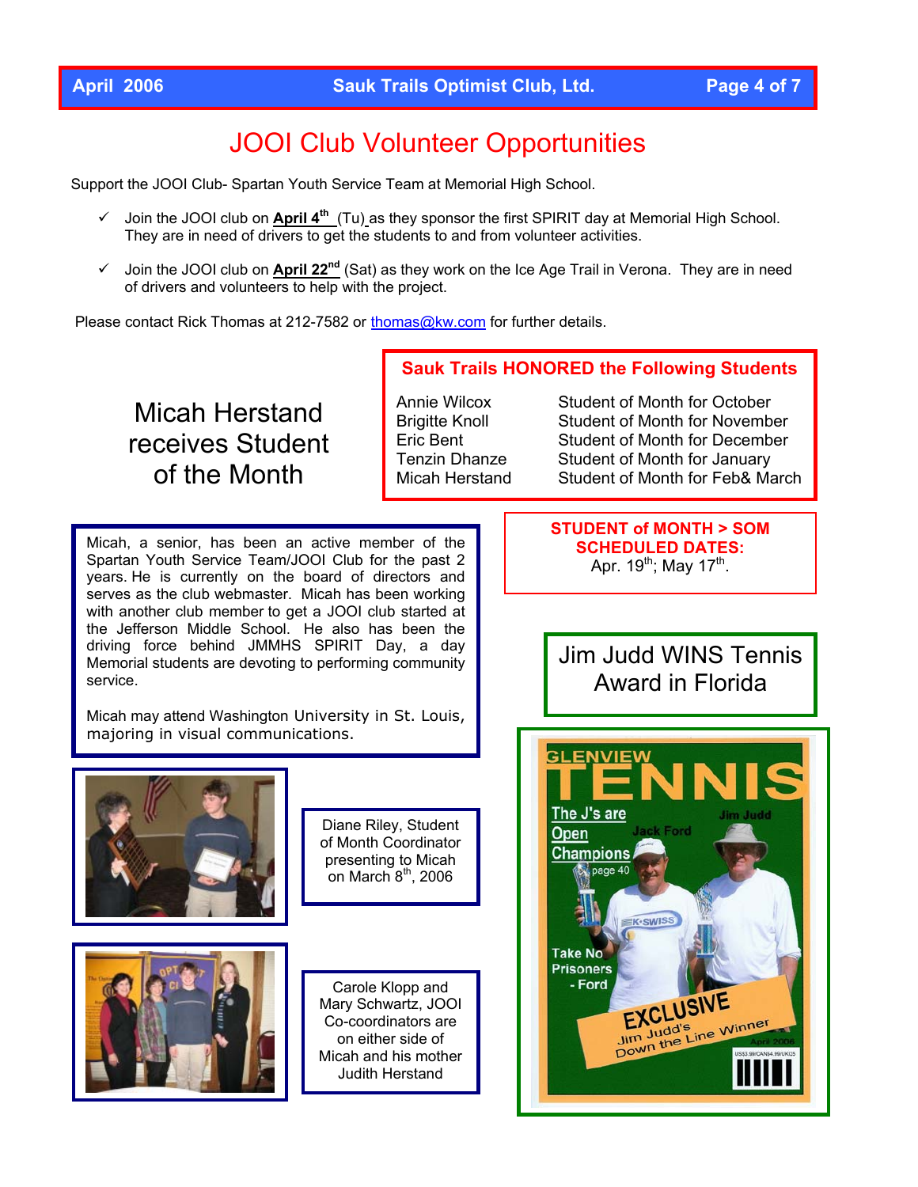# JOOI Club Volunteer Opportunities

Support the JOOI Club- Spartan Youth Service Team at Memorial High School.

- ✓ Join the JOOI club on **April 4th** (Tu) as they sponsor the first SPIRIT day at Memorial High School. They are in need of drivers to get the students to and from volunteer activities.
- ✓ Join the JOOI club on **April 22nd** (Sat) as they work on the Ice Age Trail in Verona. They are in need of drivers and volunteers to help with the project.

Please contact Rick Thomas at 212-7582 or thomas@kw.com for further details.

## Sauk Trails HONORED the Following Students

| Name | Honor |
|---|---|
| Annie Wilcox | Student of Month for October |
| Brigitte Knoll | Student of Month for November |
| Eric Bent | Student of Month for December |
| Tenzin Dhanze | Student of Month for January |
| Micah Herstand | Student of Month for Feb& March |

## Micah Herstand receives Student of the Month

Micah, a senior, has been an active member of the Spartan Youth Service Team/JOOI Club for the past 2 years. He is currently on the board of directors and serves as the club webmaster. Micah has been working with another club member to get a JOOI club started at the Jefferson Middle School. He also has been the driving force behind JMMHS SPIRIT Day, a day Memorial students are devoting to performing community service.

Micah may attend Washington University in St. Louis, majoring in visual communications.

Diane Riley, Student of Month Coordinator presenting to Micah on March 8th, 2006

Carole Klopp and Mary Schwartz, JOOI Co-coordinators are on either side of Micah and his mother Judith Herstand

**STUDENT of MONTH > SOM SCHEDULED DATES:**
Apr. 19th; May 17th.

## Jim Judd WINS Tennis Award in Florida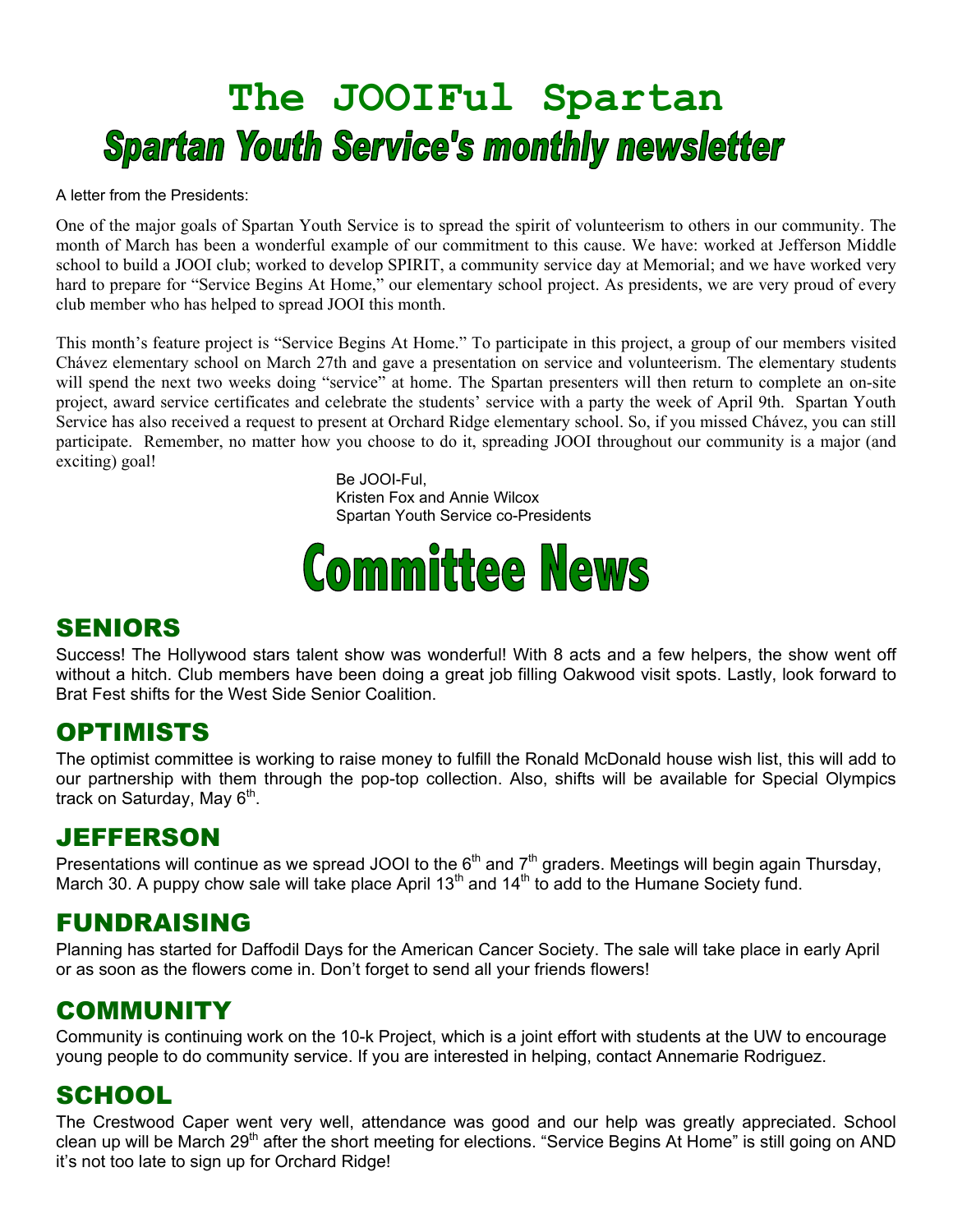# The JOOIFul Spartan

## Spartan Youth Service's monthly newsletter

A letter from the Presidents:

One of the major goals of Spartan Youth Service is to spread the spirit of volunteerism to others in our community. The month of March has been a wonderful example of our commitment to this cause. We have: worked at Jefferson Middle school to build a JOOI club; worked to develop SPIRIT, a community service day at Memorial; and we have worked very hard to prepare for "Service Begins At Home," our elementary school project. As presidents, we are very proud of every club member who has helped to spread JOOI this month.

This month's feature project is "Service Begins At Home." To participate in this project, a group of our members visited Chávez elementary school on March 27th and gave a presentation on service and volunteerism. The elementary students will spend the next two weeks doing "service" at home. The Spartan presenters will then return to complete an on-site project, award service certificates and celebrate the students' service with a party the week of April 9th. Spartan Youth Service has also received a request to present at Orchard Ridge elementary school. So, if you missed Chávez, you can still participate. Remember, no matter how you choose to do it, spreading JOOI throughout our community is a major (and exciting) goal!

Be JOOI-Ful,
Kristen Fox and Annie Wilcox
Spartan Youth Service co-Presidents

# Committee News

## SENIORS

Success! The Hollywood stars talent show was wonderful! With 8 acts and a few helpers, the show went off without a hitch. Club members have been doing a great job filling Oakwood visit spots. Lastly, look forward to Brat Fest shifts for the West Side Senior Coalition.

## OPTIMISTS

The optimist committee is working to raise money to fulfill the Ronald McDonald house wish list, this will add to our partnership with them through the pop-top collection. Also, shifts will be available for Special Olympics track on Saturday, May 6th.

## JEFFERSON

Presentations will continue as we spread JOOI to the 6th and 7th graders. Meetings will begin again Thursday, March 30. A puppy chow sale will take place April 13th and 14th to add to the Humane Society fund.

## FUNDRAISING

Planning has started for Daffodil Days for the American Cancer Society. The sale will take place in early April or as soon as the flowers come in. Don't forget to send all your friends flowers!

## COMMUNITY

Community is continuing work on the 10-k Project, which is a joint effort with students at the UW to encourage young people to do community service. If you are interested in helping, contact Annemarie Rodriguez.

## SCHOOL

The Crestwood Caper went very well, attendance was good and our help was greatly appreciated. School clean up will be March 29th after the short meeting for elections. "Service Begins At Home" is still going on AND it's not too late to sign up for Orchard Ridge!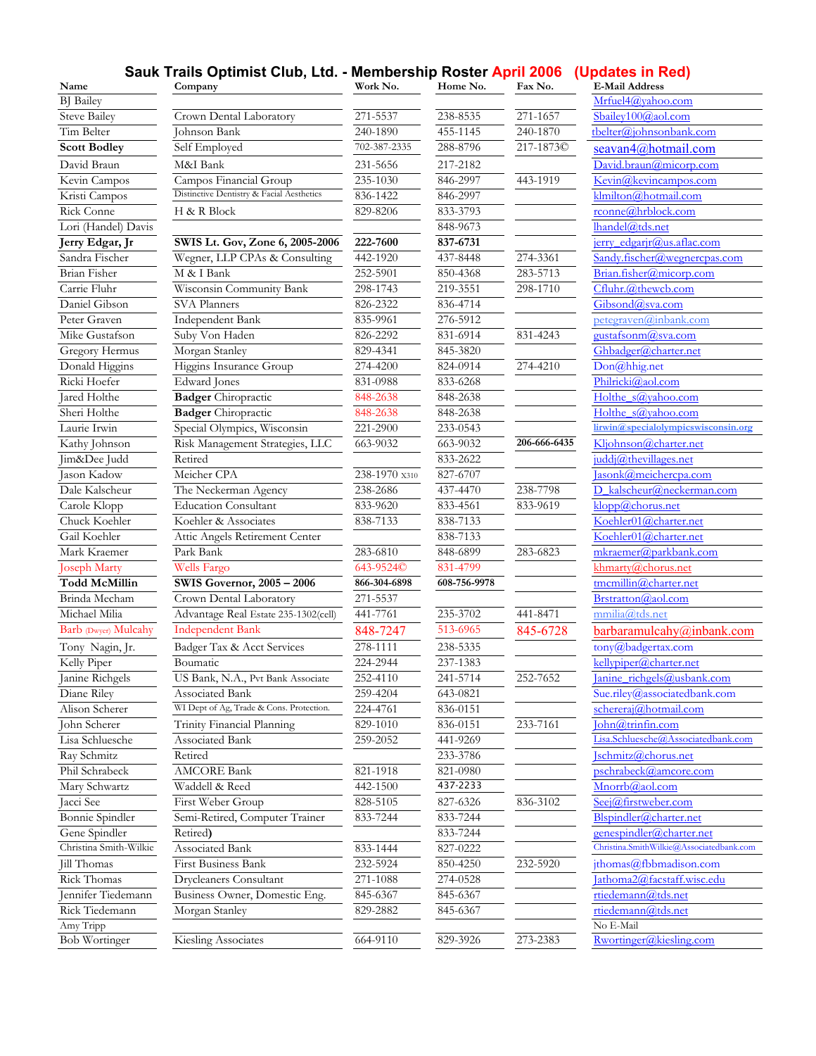# Sauk Trails Optimist Club, Ltd. - Membership Roster April 2006 (Updates in Red)

| Name | Company | Work No. | Home No. | Fax No. | E-Mail Address |
|---|---|---|---|---|---|
| BJ Bailey | | | | | Mrfuel4@yahoo.com |
| Steve Bailey | Crown Dental Laboratory | 271-5537 | 238-8535 | 271-1657 | Sbailey100@aol.com |
| Tim Belter | Johnson Bank | 240-1890 | 455-1145 | 240-1870 | tbelter@johnsonbank.com |
| **Scott Bodley** | Self Employed | 702-387-2335 | 288-8796 | 217-1873© | seavan4@hotmail.com |
| David Braun | M&I Bank | 231-5656 | 217-2182 | | David.braun@micorp.com |
| Kevin Campos | Campos Financial Group | 235-1030 | 846-2997 | 443-1919 | Kevin@kevincampos.com |
| Kristi Campos | Distinctive Dentistry & Facial Aesthetics | 836-1422 | 846-2997 | | klmilton@hotmail.com |
| Rick Conne | H & R Block | 829-8206 | 833-3793 | | rconne@hrblock.com |
| Lori (Handel) Davis | | | 848-9673 | | lhandel@tds.net |
| **Jerry Edgar, Jr** | **SWIS Lt. Gov, Zone 6, 2005-2006** | **222-7600** | **837-6731** | | jerry_edgarjr@us.aflac.com |
| Sandra Fischer | Wegner, LLP CPAs & Consulting | 442-1920 | 437-8448 | 274-3361 | Sandy.fischer@wegnercpas.com |
| Brian Fisher | M & I Bank | 252-5901 | 850-4368 | 283-5713 | Brian.fisher@micorp.com |
| Carrie Fluhr | Wisconsin Community Bank | 298-1743 | 219-3551 | 298-1710 | Cfluhr.@thewcb.com |
| Daniel Gibson | SVA Planners | 826-2322 | 836-4714 | | Gibsond@sva.com |
| Peter Graven | Independent Bank | 835-9961 | 276-5912 | | petegraven@inbank.com |
| Mike Gustafson | Suby Von Haden | 826-2292 | 831-6914 | 831-4243 | gustafsonm@sva.com |
| Gregory Hermus | Morgan Stanley | 829-4341 | 845-3820 | | Ghbadger@charter.net |
| Donald Higgins | Higgins Insurance Group | 274-4200 | 824-0914 | 274-4210 | Don@hhig.net |
| Ricki Hoefer | Edward Jones | 831-0988 | 833-6268 | | Philricki@aol.com |
| Jared Holthe | **Badger** Chiropractic | 848-2638 | 848-2638 | | Holthe_s@yahoo.com |
| Sheri Holthe | **Badger** Chiropractic | 848-2638 | 848-2638 | | Holthe_s@yahoo.com |
| Laurie Irwin | Special Olympics, Wisconsin | 221-2900 | 233-0543 | | lirwin@specialolympicswisconsin.org |
| Kathy Johnson | Risk Management Strategies, LLC | 663-9032 | 663-9032 | 206-666-6435 | Kljohnson@charter.net |
| Jim&Dee Judd | Retired | | 833-2622 | | juddj@thevillages.net |
| Jason Kadow | Meicher CPA | 238-1970 x310 | 827-6707 | | Jasonk@meichercpa.com |
| Dale Kalscheur | The Neckerman Agency | 238-2686 | 437-4470 | 238-7798 | D_kalscheur@neckerman.com |
| Carole Klopp | Education Consultant | 833-9620 | 833-4561 | 833-9619 | klopp@chorus.net |
| Chuck Koehler | Koehler & Associates | 838-7133 | 838-7133 | | Koehler01@charter.net |
| Gail Koehler | Attic Angels Retirement Center | | 838-7133 | | Koehler01@charter.net |
| Mark Kraemer | Park Bank | 283-6810 | 848-6899 | 283-6823 | mkraemer@parkbank.com |
| Joseph Marty | Wells Fargo | 643-9524© | 831-4799 | | khmarty@chorus.net |
| **Todd McMillin** | **SWIS Governor, 2005 – 2006** | **866-304-6898** | **608-756-9978** | | tmcmillin@charter.net |
| Brinda Mecham | Crown Dental Laboratory | 271-5537 | | | Brstratton@aol.com |
| Michael Milia | Advantage Real Estate 235-1302(cell) | 441-7761 | 235-3702 | 441-8471 | mmilia@tds.net |
| Barb (Dwyer) Mulcahy | Independent Bank | 848-7247 | 513-6965 | 845-6728 | barbaramulcahy@inbank.com |
| Tony Nagin, Jr. | Badger Tax & Acct Services | 278-1111 | 238-5335 | | tony@badgertax.com |
| Kelly Piper | Boumatic | 224-2944 | 237-1383 | | kellypiper@charter.net |
| Janine Richgels | US Bank, N.A., Pvt Bank Associate | 252-4110 | 241-5714 | 252-7652 | Janine_richgels@usbank.com |
| Diane Riley | Associated Bank | 259-4204 | 643-0821 | | Sue.riley@associatedbank.com |
| Alison Scherer | WI Dept of Ag, Trade & Cons. Protection. | 224-4761 | 836-0151 | | schereraj@hotmail.com |
| John Scherer | Trinity Financial Planning | 829-1010 | 836-0151 | 233-7161 | John@trinfin.com |
| Lisa Schluesche | Associated Bank | 259-2052 | 441-9269 | | Lisa.Schluesche@Associatedbank.com |
| Ray Schmitz | Retired | | 233-3786 | | Jschmitz@chorus.net |
| Phil Schrabeck | AMCORE Bank | 821-1918 | 821-0980 | | pschrabeck@amcore.com |
| Mary Schwartz | Waddell & Reed | 442-1500 | 437-2233 | | Mnorrb@aol.com |
| Jacci See | First Weber Group | 828-5105 | 827-6326 | 836-3102 | Seej@firstweber.com |
| Bonnie Spindler | Semi-Retired, Computer Trainer | 833-7244 | 833-7244 | | Blspindler@charter.net |
| Gene Spindler | Retired) | | 833-7244 | | genespindler@charter.net |
| Christina Smith-Wilkie | Associated Bank | 833-1444 | 827-0222 | | Christina.SmithWilkie@Associatedbank.com |
| Jill Thomas | First Business Bank | 232-5924 | 850-4250 | 232-5920 | jthomas@fbbmadison.com |
| Rick Thomas | Drycleaners Consultant | 271-1088 | 274-0528 | | Jathoma2@facstaff.wisc.edu |
| Jennifer Tiedemann | Business Owner, Domestic Eng. | 845-6367 | 845-6367 | | rtiedemann@tds.net |
| Rick Tiedemann | Morgan Stanley | 829-2882 | 845-6367 | | rtiedemann@tds.net |
| Amy Tripp | | | | | No E-Mail |
| Bob Wortinger | Kiesling Associates | 664-9110 | 829-3926 | 273-2383 | Rwortinger@kiesling.com |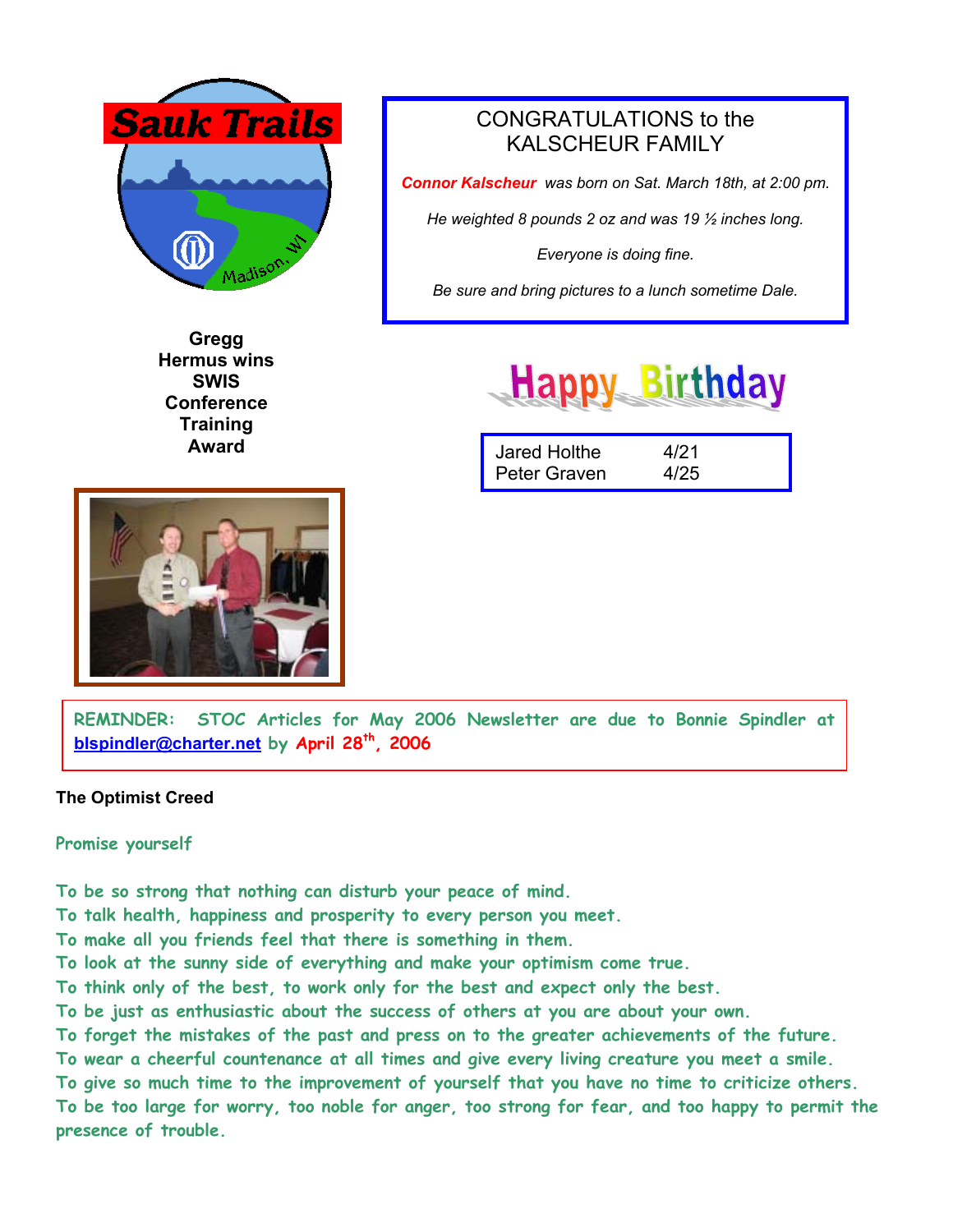Sauk Trails

Madison, WI

## CONGRATULATIONS to the KALSCHEUR FAMILY

***Connor Kalscheur*** *was born on Sat. March 18th, at 2:00 pm.*

*He weighted 8 pounds 2 oz and was 19 ½ inches long.*

*Everyone is doing fine.*

*Be sure and bring pictures to a lunch sometime Dale.*

**Gregg Hermus wins SWIS Conference Training Award**

## Happy Birthday

| | |
|---|---|
| Jared Holthe | 4/21 |
| Peter Graven | 4/25 |

REMINDER: STOC Articles for May 2006 Newsletter are due to Bonnie Spindler at blspindler@charter.net by April 28th, 2006

**The Optimist Creed**

Promise yourself

To be so strong that nothing can disturb your peace of mind.
To talk health, happiness and prosperity to every person you meet.
To make all you friends feel that there is something in them.
To look at the sunny side of everything and make your optimism come true.
To think only of the best, to work only for the best and expect only the best.
To be just as enthusiastic about the success of others at you are about your own.
To forget the mistakes of the past and press on to the greater achievements of the future.
To wear a cheerful countenance at all times and give every living creature you meet a smile.
To give so much time to the improvement of yourself that you have no time to criticize others.
To be too large for worry, too noble for anger, too strong for fear, and too happy to permit the presence of trouble.